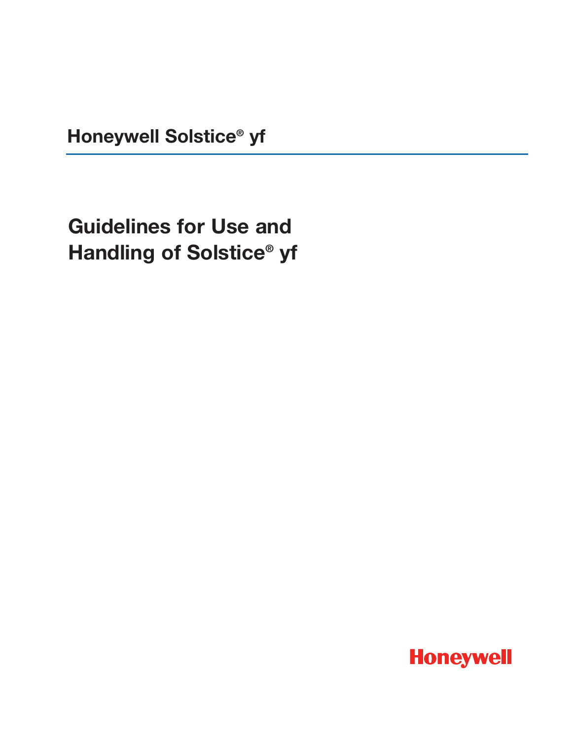Honeywell Solstice® yf

# Guidelines for Use and Handling of Solstice® yf

Honeywell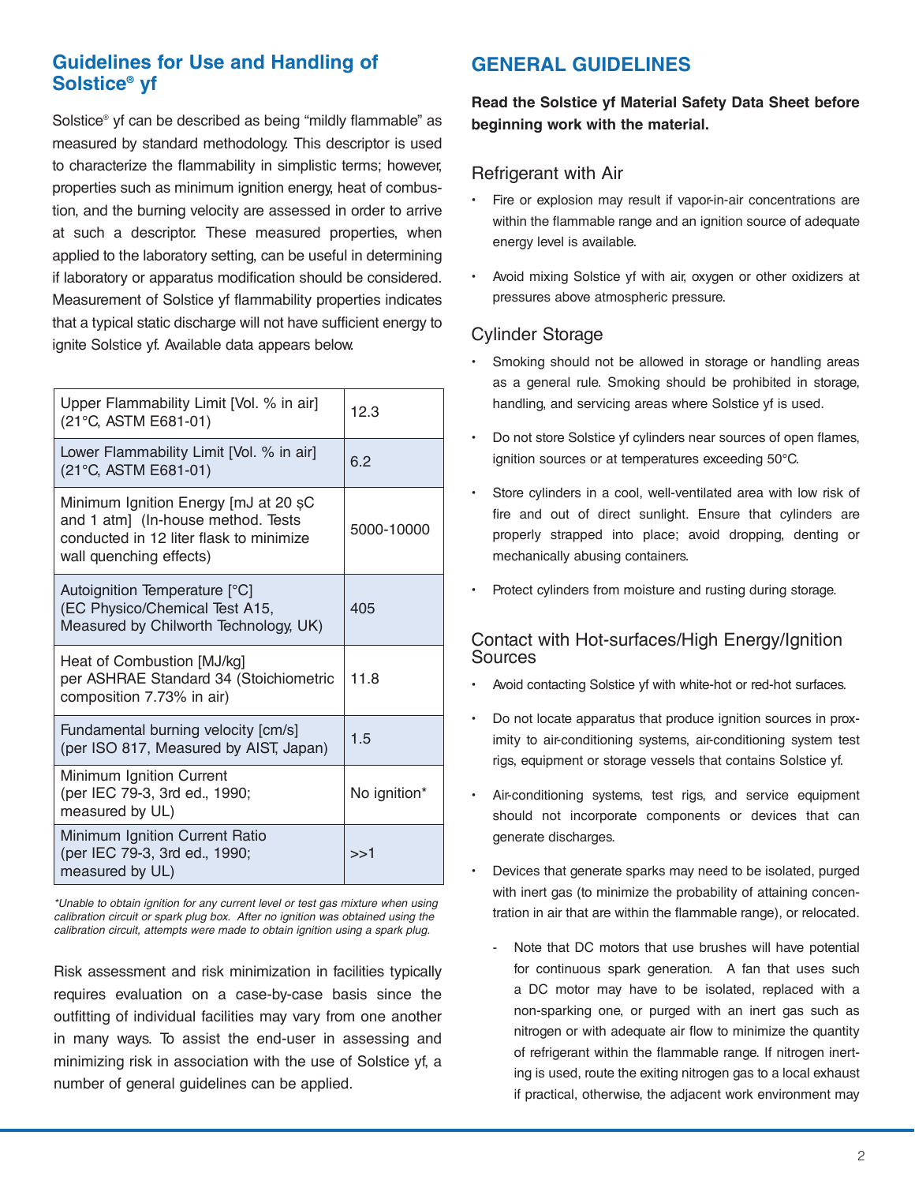## Guidelines for Use and Handling of Solstice® yf

Solstice® yf can be described as being "mildly flammable" as measured by standard methodology. This descriptor is used to characterize the flammability in simplistic terms; however, properties such as minimum ignition energy, heat of combustion, and the burning velocity are assessed in order to arrive at such a descriptor. These measured properties, when applied to the laboratory setting, can be useful in determining if laboratory or apparatus modification should be considered. Measurement of Solstice yf flammability properties indicates that a typical static discharge will not have sufficient energy to ignite Solstice yf. Available data appears below.

| Property | Value |
|---|---|
| Upper Flammability Limit [Vol. % in air] (21°C, ASTM E681-01) | 12.3 |
| Lower Flammability Limit [Vol. % in air] (21°C, ASTM E681-01) | 6.2 |
| Minimum Ignition Energy [mJ at 20 şC and 1 atm] (In-house method. Tests conducted in 12 liter flask to minimize wall quenching effects) | 5000-10000 |
| Autoignition Temperature [°C] (EC Physico/Chemical Test A15, Measured by Chilworth Technology, UK) | 405 |
| Heat of Combustion [MJ/kg] per ASHRAE Standard 34 (Stoichiometric composition 7.73% in air) | 11.8 |
| Fundamental burning velocity [cm/s] (per ISO 817, Measured by AIST, Japan) | 1.5 |
| Minimum Ignition Current (per IEC 79-3, 3rd ed., 1990; measured by UL) | No ignition* |
| Minimum Ignition Current Ratio (per IEC 79-3, 3rd ed., 1990; measured by UL) | >>1 |

*\*Unable to obtain ignition for any current level or test gas mixture when using calibration circuit or spark plug box. After no ignition was obtained using the calibration circuit, attempts were made to obtain ignition using a spark plug.*

Risk assessment and risk minimization in facilities typically requires evaluation on a case-by-case basis since the outfitting of individual facilities may vary from one another in many ways. To assist the end-user in assessing and minimizing risk in association with the use of Solstice yf, a number of general guidelines can be applied.

## GENERAL GUIDELINES

**Read the Solstice yf Material Safety Data Sheet before beginning work with the material.**

### Refrigerant with Air

- Fire or explosion may result if vapor-in-air concentrations are within the flammable range and an ignition source of adequate energy level is available.
- Avoid mixing Solstice yf with air, oxygen or other oxidizers at pressures above atmospheric pressure.

### Cylinder Storage

- Smoking should not be allowed in storage or handling areas as a general rule. Smoking should be prohibited in storage, handling, and servicing areas where Solstice yf is used.
- Do not store Solstice yf cylinders near sources of open flames, ignition sources or at temperatures exceeding 50°C.
- Store cylinders in a cool, well-ventilated area with low risk of fire and out of direct sunlight. Ensure that cylinders are properly strapped into place; avoid dropping, denting or mechanically abusing containers.
- Protect cylinders from moisture and rusting during storage.

### Contact with Hot-surfaces/High Energy/Ignition Sources

- Avoid contacting Solstice yf with white-hot or red-hot surfaces.
- Do not locate apparatus that produce ignition sources in proximity to air-conditioning systems, air-conditioning system test rigs, equipment or storage vessels that contains Solstice yf.
- Air-conditioning systems, test rigs, and service equipment should not incorporate components or devices that can generate discharges.
- Devices that generate sparks may need to be isolated, purged with inert gas (to minimize the probability of attaining concentration in air that are within the flammable range), or relocated.
  - Note that DC motors that use brushes will have potential for continuous spark generation. A fan that uses such a DC motor may have to be isolated, replaced with a non-sparking one, or purged with an inert gas such as nitrogen or with adequate air flow to minimize the quantity of refrigerant within the flammable range. If nitrogen inerting is used, route the exiting nitrogen gas to a local exhaust if practical, otherwise, the adjacent work environment may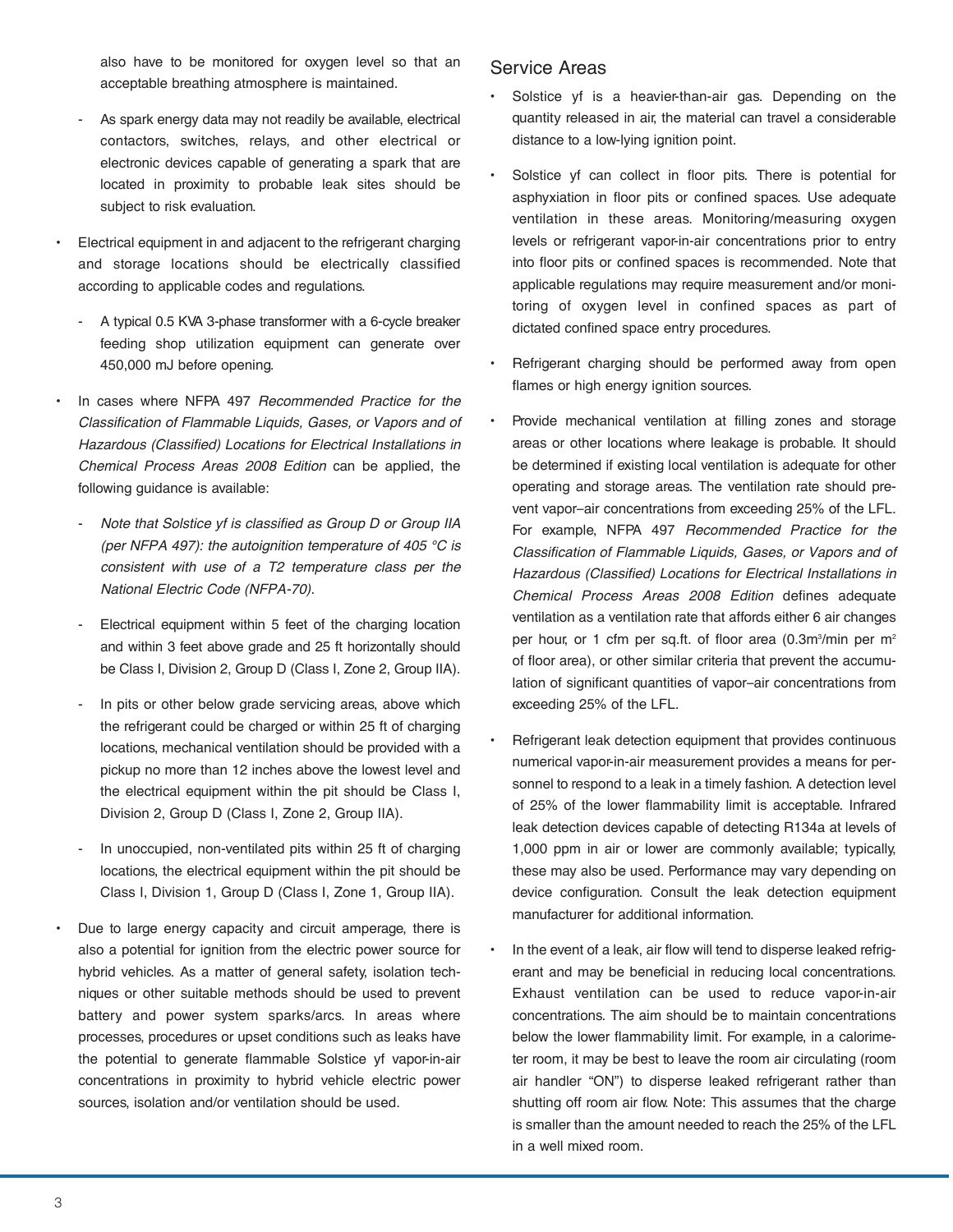also have to be monitored for oxygen level so that an acceptable breathing atmosphere is maintained.

- As spark energy data may not readily be available, electrical contactors, switches, relays, and other electrical or electronic devices capable of generating a spark that are located in proximity to probable leak sites should be subject to risk evaluation.

- Electrical equipment in and adjacent to the refrigerant charging and storage locations should be electrically classified according to applicable codes and regulations.
  - A typical 0.5 KVA 3-phase transformer with a 6-cycle breaker feeding shop utilization equipment can generate over 450,000 mJ before opening.

- In cases where NFPA 497 *Recommended Practice for the Classification of Flammable Liquids, Gases, or Vapors and of Hazardous (Classified) Locations for Electrical Installations in Chemical Process Areas 2008 Edition* can be applied, the following guidance is available:
  - *Note that Solstice yf is classified as Group D or Group IIA (per NFPA 497): the autoignition temperature of 405 °C is consistent with use of a T2 temperature class per the National Electric Code (NFPA-70).*
  - Electrical equipment within 5 feet of the charging location and within 3 feet above grade and 25 ft horizontally should be Class I, Division 2, Group D (Class I, Zone 2, Group IIA).
  - In pits or other below grade servicing areas, above which the refrigerant could be charged or within 25 ft of charging locations, mechanical ventilation should be provided with a pickup no more than 12 inches above the lowest level and the electrical equipment within the pit should be Class I, Division 2, Group D (Class I, Zone 2, Group IIA).
  - In unoccupied, non-ventilated pits within 25 ft of charging locations, the electrical equipment within the pit should be Class I, Division 1, Group D (Class I, Zone 1, Group IIA).

- Due to large energy capacity and circuit amperage, there is also a potential for ignition from the electric power source for hybrid vehicles. As a matter of general safety, isolation techniques or other suitable methods should be used to prevent battery and power system sparks/arcs. In areas where processes, procedures or upset conditions such as leaks have the potential to generate flammable Solstice yf vapor-in-air concentrations in proximity to hybrid vehicle electric power sources, isolation and/or ventilation should be used.

## Service Areas

- Solstice yf is a heavier-than-air gas. Depending on the quantity released in air, the material can travel a considerable distance to a low-lying ignition point.

- Solstice yf can collect in floor pits. There is potential for asphyxiation in floor pits or confined spaces. Use adequate ventilation in these areas. Monitoring/measuring oxygen levels or refrigerant vapor-in-air concentrations prior to entry into floor pits or confined spaces is recommended. Note that applicable regulations may require measurement and/or monitoring of oxygen level in confined spaces as part of dictated confined space entry procedures.

- Refrigerant charging should be performed away from open flames or high energy ignition sources.

- Provide mechanical ventilation at filling zones and storage areas or other locations where leakage is probable. It should be determined if existing local ventilation is adequate for other operating and storage areas. The ventilation rate should prevent vapor–air concentrations from exceeding 25% of the LFL. For example, NFPA 497 *Recommended Practice for the Classification of Flammable Liquids, Gases, or Vapors and of Hazardous (Classified) Locations for Electrical Installations in Chemical Process Areas 2008 Edition* defines adequate ventilation as a ventilation rate that affords either 6 air changes per hour, or 1 cfm per sq.ft. of floor area ($0.3m^3$/min per $m^2$ of floor area), or other similar criteria that prevent the accumulation of significant quantities of vapor–air concentrations from exceeding 25% of the LFL.

- Refrigerant leak detection equipment that provides continuous numerical vapor-in-air measurement provides a means for personnel to respond to a leak in a timely fashion. A detection level of 25% of the lower flammability limit is acceptable. Infrared leak detection devices capable of detecting R134a at levels of 1,000 ppm in air or lower are commonly available; typically, these may also be used. Performance may vary depending on device configuration. Consult the leak detection equipment manufacturer for additional information.

- In the event of a leak, air flow will tend to disperse leaked refrigerant and may be beneficial in reducing local concentrations. Exhaust ventilation can be used to reduce vapor-in-air concentrations. The aim should be to maintain concentrations below the lower flammability limit. For example, in a calorimeter room, it may be best to leave the room air circulating (room air handler "ON") to disperse leaked refrigerant rather than shutting off room air flow. Note: This assumes that the charge is smaller than the amount needed to reach the 25% of the LFL in a well mixed room.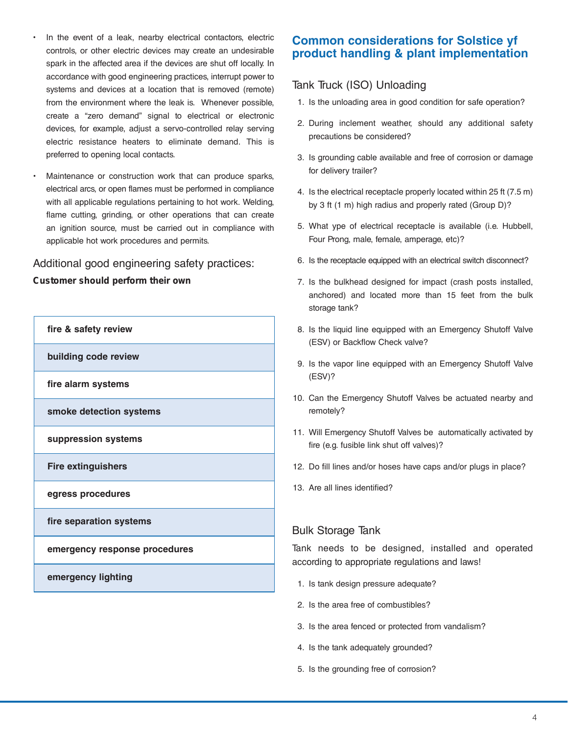- In the event of a leak, nearby electrical contactors, electric controls, or other electric devices may create an undesirable spark in the affected area if the devices are shut off locally. In accordance with good engineering practices, interrupt power to systems and devices at a location that is removed (remote) from the environment where the leak is. Whenever possible, create a “zero demand” signal to electrical or electronic devices, for example, adjust a servo-controlled relay serving electric resistance heaters to eliminate demand. This is preferred to opening local contacts.
- Maintenance or construction work that can produce sparks, electrical arcs, or open flames must be performed in compliance with all applicable regulations pertaining to hot work. Welding, flame cutting, grinding, or other operations that can create an ignition source, must be carried out in compliance with applicable hot work procedures and permits.

### Additional good engineering safety practices:

**Customer should perform their own**

| |
|---|
| **fire & safety review** |
| **building code review** |
| **fire alarm systems** |
| **smoke detection systems** |
| **suppression systems** |
| **Fire extinguishers** |
| **egress procedures** |
| **fire separation systems** |
| **emergency response procedures** |
| **emergency lighting** |

## Common considerations for Solstice yf product handling & plant implementation

### Tank Truck (ISO) Unloading

1. Is the unloading area in good condition for safe operation?
2. During inclement weather, should any additional safety precautions be considered?
3. Is grounding cable available and free of corrosion or damage for delivery trailer?
4. Is the electrical receptacle properly located within 25 ft (7.5 m) by 3 ft (1 m) high radius and properly rated (Group D)?
5. What ype of electrical receptacle is available (i.e. Hubbell, Four Prong, male, female, amperage, etc)?
6. Is the receptacle equipped with an electrical switch disconnect?
7. Is the bulkhead designed for impact (crash posts installed, anchored) and located more than 15 feet from the bulk storage tank?
8. Is the liquid line equipped with an Emergency Shutoff Valve (ESV) or Backflow Check valve?
9. Is the vapor line equipped with an Emergency Shutoff Valve (ESV)?
10. Can the Emergency Shutoff Valves be actuated nearby and remotely?
11. Will Emergency Shutoff Valves be automatically activated by fire (e.g. fusible link shut off valves)?
12. Do fill lines and/or hoses have caps and/or plugs in place?
13. Are all lines identified?

### Bulk Storage Tank

Tank needs to be designed, installed and operated according to appropriate regulations and laws!

1. Is tank design pressure adequate?
2. Is the area free of combustibles?
3. Is the area fenced or protected from vandalism?
4. Is the tank adequately grounded?
5. Is the grounding free of corrosion?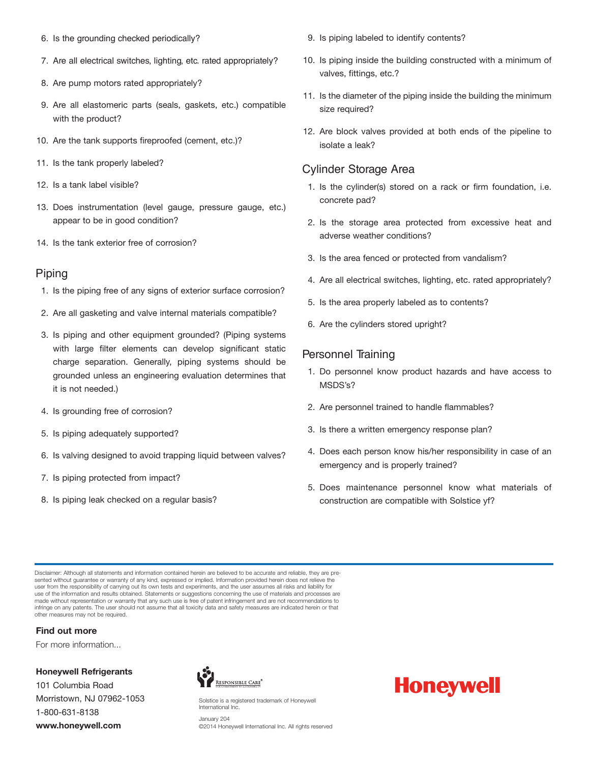6. Is the grounding checked periodically?
7. Are all electrical switches, lighting, etc. rated appropriately?
8. Are pump motors rated appropriately?
9. Are all elastomeric parts (seals, gaskets, etc.) compatible with the product?
10. Are the tank supports fireproofed (cement, etc.)?
11. Is the tank properly labeled?
12. Is a tank label visible?
13. Does instrumentation (level gauge, pressure gauge, etc.) appear to be in good condition?
14. Is the tank exterior free of corrosion?

## Piping

1. Is the piping free of any signs of exterior surface corrosion?
2. Are all gasketing and valve internal materials compatible?
3. Is piping and other equipment grounded? (Piping systems with large filter elements can develop significant static charge separation. Generally, piping systems should be grounded unless an engineering evaluation determines that it is not needed.)
4. Is grounding free of corrosion?
5. Is piping adequately supported?
6. Is valving designed to avoid trapping liquid between valves?
7. Is piping protected from impact?
8. Is piping leak checked on a regular basis?
9. Is piping labeled to identify contents?
10. Is piping inside the building constructed with a minimum of valves, fittings, etc.?
11. Is the diameter of the piping inside the building the minimum size required?
12. Are block valves provided at both ends of the pipeline to isolate a leak?

## Cylinder Storage Area

1. Is the cylinder(s) stored on a rack or firm foundation, i.e. concrete pad?
2. Is the storage area protected from excessive heat and adverse weather conditions?
3. Is the area fenced or protected from vandalism?
4. Are all electrical switches, lighting, etc. rated appropriately?
5. Is the area properly labeled as to contents?
6. Are the cylinders stored upright?

## Personnel Training

1. Do personnel know product hazards and have access to MSDS's?
2. Are personnel trained to handle flammables?
3. Is there a written emergency response plan?
4. Does each person know his/her responsibility in case of an emergency and is properly trained?
5. Does maintenance personnel know what materials of construction are compatible with Solstice yf?

Disclaimer: Although all statements and information contained herein are believed to be accurate and reliable, they are presented without guarantee or warranty of any kind, expressed or implied. Information provided herein does not relieve the user from the responsibility of carrying out its own tests and experiments, and the user assumes all risks and liability for use of the information and results obtained. Statements or suggestions concerning the use of materials and processes are made without representation or warranty that any such use is free of patent infringement and are not recommendations to infringe on any patents. The user should not assume that all toxicity data and safety measures are indicated herein or that other measures may not be required.

**Find out more**

For more information...

**Honeywell Refrigerants**
101 Columbia Road
Morristown, NJ 07962-1053
1-800-631-8138
**www.honeywell.com**

Responsible Care®

Solstice is a registered trademark of Honeywell International Inc.

January 204
©2014 Honeywell International Inc. All rights reserved

Honeywell